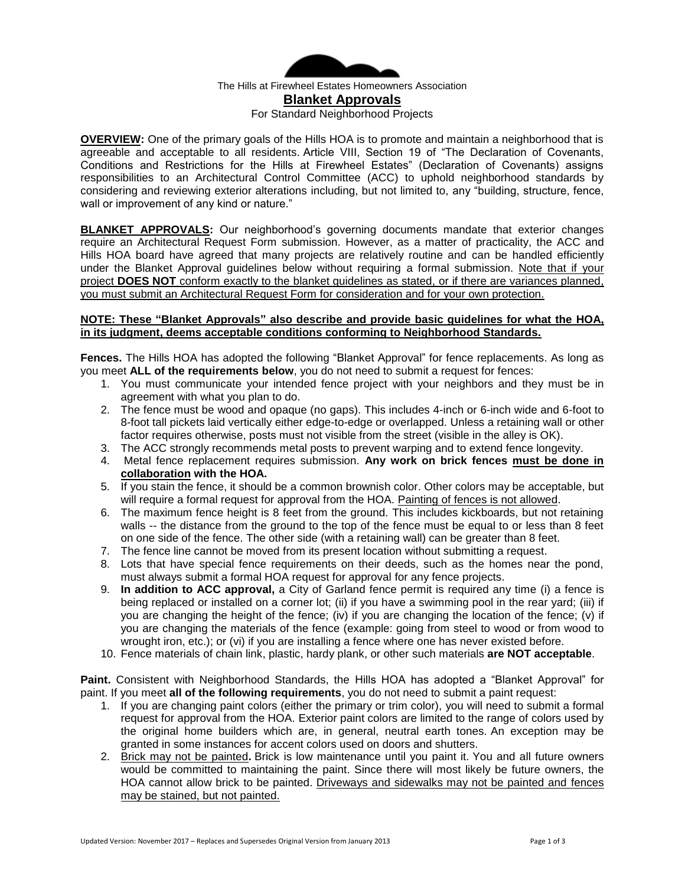The Hills at Firewheel Estates Homeowners Association

# Blanket Approvals

For Standard Neighborhood Projects

**OVERVIEW:** One of the primary goals of the Hills HOA is to promote and maintain a neighborhood that is agreeable and acceptable to all residents. Article VIII, Section 19 of "The Declaration of Covenants, Conditions and Restrictions for the Hills at Firewheel Estates" (Declaration of Covenants) assigns responsibilities to an Architectural Control Committee (ACC) to uphold neighborhood standards by considering and reviewing exterior alterations including, but not limited to, any "building, structure, fence, wall or improvement of any kind or nature."

**BLANKET APPROVALS:** Our neighborhood's governing documents mandate that exterior changes require an Architectural Request Form submission. However, as a matter of practicality, the ACC and Hills HOA board have agreed that many projects are relatively routine and can be handled efficiently under the Blanket Approval guidelines below without requiring a formal submission. Note that if your project **DOES NOT** conform exactly to the blanket guidelines as stated, or if there are variances planned, you must submit an Architectural Request Form for consideration and for your own protection.

**NOTE: These "Blanket Approvals" also describe and provide basic guidelines for what the HOA, in its judgment, deems acceptable conditions conforming to Neighborhood Standards.**

**Fences.** The Hills HOA has adopted the following "Blanket Approval" for fence replacements. As long as you meet **ALL of the requirements below**, you do not need to submit a request for fences:

1. You must communicate your intended fence project with your neighbors and they must be in agreement with what you plan to do.
2. The fence must be wood and opaque (no gaps). This includes 4-inch or 6-inch wide and 6-foot to 8-foot tall pickets laid vertically either edge-to-edge or overlapped. Unless a retaining wall or other factor requires otherwise, posts must not visible from the street (visible in the alley is OK).
3. The ACC strongly recommends metal posts to prevent warping and to extend fence longevity.
4. Metal fence replacement requires submission. **Any work on brick fences must be done in collaboration with the HOA.**
5. If you stain the fence, it should be a common brownish color. Other colors may be acceptable, but will require a formal request for approval from the HOA. Painting of fences is not allowed.
6. The maximum fence height is 8 feet from the ground. This includes kickboards, but not retaining walls -- the distance from the ground to the top of the fence must be equal to or less than 8 feet on one side of the fence. The other side (with a retaining wall) can be greater than 8 feet.
7. The fence line cannot be moved from its present location without submitting a request.
8. Lots that have special fence requirements on their deeds, such as the homes near the pond, must always submit a formal HOA request for approval for any fence projects.
9. **In addition to ACC approval,** a City of Garland fence permit is required any time (i) a fence is being replaced or installed on a corner lot; (ii) if you have a swimming pool in the rear yard; (iii) if you are changing the height of the fence; (iv) if you are changing the location of the fence; (v) if you are changing the materials of the fence (example: going from steel to wood or from wood to wrought iron, etc.); or (vi) if you are installing a fence where one has never existed before.
10. Fence materials of chain link, plastic, hardy plank, or other such materials **are NOT acceptable**.

**Paint.** Consistent with Neighborhood Standards, the Hills HOA has adopted a "Blanket Approval" for paint. If you meet **all of the following requirements**, you do not need to submit a paint request:

1. If you are changing paint colors (either the primary or trim color), you will need to submit a formal request for approval from the HOA. Exterior paint colors are limited to the range of colors used by the original home builders which are, in general, neutral earth tones. An exception may be granted in some instances for accent colors used on doors and shutters.
2. Brick may not be painted**.** Brick is low maintenance until you paint it. You and all future owners would be committed to maintaining the paint. Since there will most likely be future owners, the HOA cannot allow brick to be painted. Driveways and sidewalks may not be painted and fences may be stained, but not painted.

Updated Version: November 2017 – Replaces and Supersedes Original Version from January 2013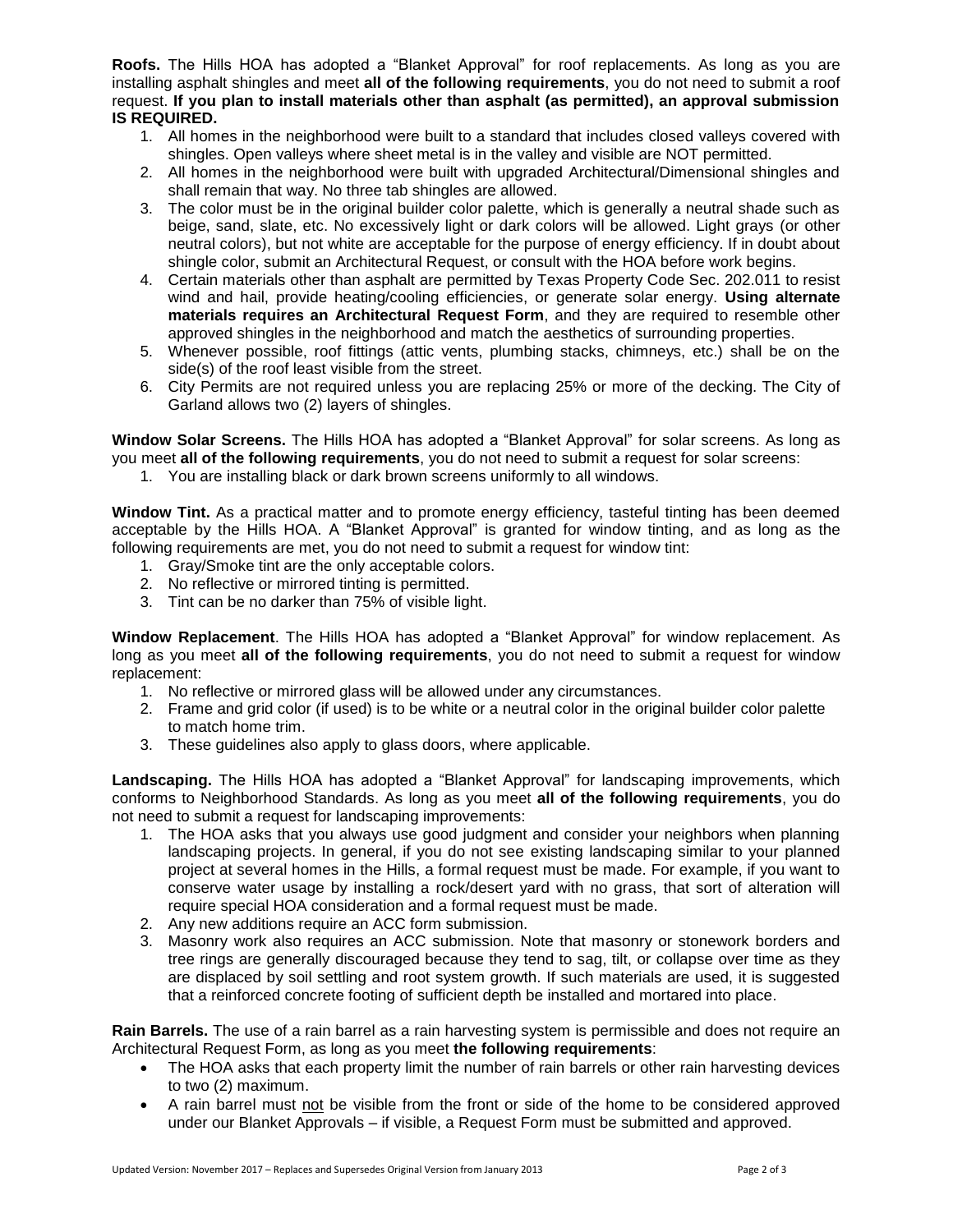**Roofs.** The Hills HOA has adopted a "Blanket Approval" for roof replacements. As long as you are installing asphalt shingles and meet **all of the following requirements**, you do not need to submit a roof request. **If you plan to install materials other than asphalt (as permitted), an approval submission IS REQUIRED.**

1. All homes in the neighborhood were built to a standard that includes closed valleys covered with shingles. Open valleys where sheet metal is in the valley and visible are NOT permitted.
2. All homes in the neighborhood were built with upgraded Architectural/Dimensional shingles and shall remain that way. No three tab shingles are allowed.
3. The color must be in the original builder color palette, which is generally a neutral shade such as beige, sand, slate, etc. No excessively light or dark colors will be allowed. Light grays (or other neutral colors), but not white are acceptable for the purpose of energy efficiency. If in doubt about shingle color, submit an Architectural Request, or consult with the HOA before work begins.
4. Certain materials other than asphalt are permitted by Texas Property Code Sec. 202.011 to resist wind and hail, provide heating/cooling efficiencies, or generate solar energy. **Using alternate materials requires an Architectural Request Form**, and they are required to resemble other approved shingles in the neighborhood and match the aesthetics of surrounding properties.
5. Whenever possible, roof fittings (attic vents, plumbing stacks, chimneys, etc.) shall be on the side(s) of the roof least visible from the street.
6. City Permits are not required unless you are replacing 25% or more of the decking. The City of Garland allows two (2) layers of shingles.

**Window Solar Screens.** The Hills HOA has adopted a "Blanket Approval" for solar screens. As long as you meet **all of the following requirements**, you do not need to submit a request for solar screens:

1. You are installing black or dark brown screens uniformly to all windows.

**Window Tint.** As a practical matter and to promote energy efficiency, tasteful tinting has been deemed acceptable by the Hills HOA. A "Blanket Approval" is granted for window tinting, and as long as the following requirements are met, you do not need to submit a request for window tint:

1. Gray/Smoke tint are the only acceptable colors.
2. No reflective or mirrored tinting is permitted.
3. Tint can be no darker than 75% of visible light.

**Window Replacement**. The Hills HOA has adopted a "Blanket Approval" for window replacement. As long as you meet **all of the following requirements**, you do not need to submit a request for window replacement:

1. No reflective or mirrored glass will be allowed under any circumstances.
2. Frame and grid color (if used) is to be white or a neutral color in the original builder color palette to match home trim.
3. These guidelines also apply to glass doors, where applicable.

**Landscaping.** The Hills HOA has adopted a "Blanket Approval" for landscaping improvements, which conforms to Neighborhood Standards. As long as you meet **all of the following requirements**, you do not need to submit a request for landscaping improvements:

1. The HOA asks that you always use good judgment and consider your neighbors when planning landscaping projects. In general, if you do not see existing landscaping similar to your planned project at several homes in the Hills, a formal request must be made. For example, if you want to conserve water usage by installing a rock/desert yard with no grass, that sort of alteration will require special HOA consideration and a formal request must be made.
2. Any new additions require an ACC form submission.
3. Masonry work also requires an ACC submission. Note that masonry or stonework borders and tree rings are generally discouraged because they tend to sag, tilt, or collapse over time as they are displaced by soil settling and root system growth. If such materials are used, it is suggested that a reinforced concrete footing of sufficient depth be installed and mortared into place.

**Rain Barrels.** The use of a rain barrel as a rain harvesting system is permissible and does not require an Architectural Request Form, as long as you meet **the following requirements**:

- The HOA asks that each property limit the number of rain barrels or other rain harvesting devices to two (2) maximum.
- A rain barrel must not be visible from the front or side of the home to be considered approved under our Blanket Approvals – if visible, a Request Form must be submitted and approved.

Updated Version: November 2017 – Replaces and Supersedes Original Version from January 2013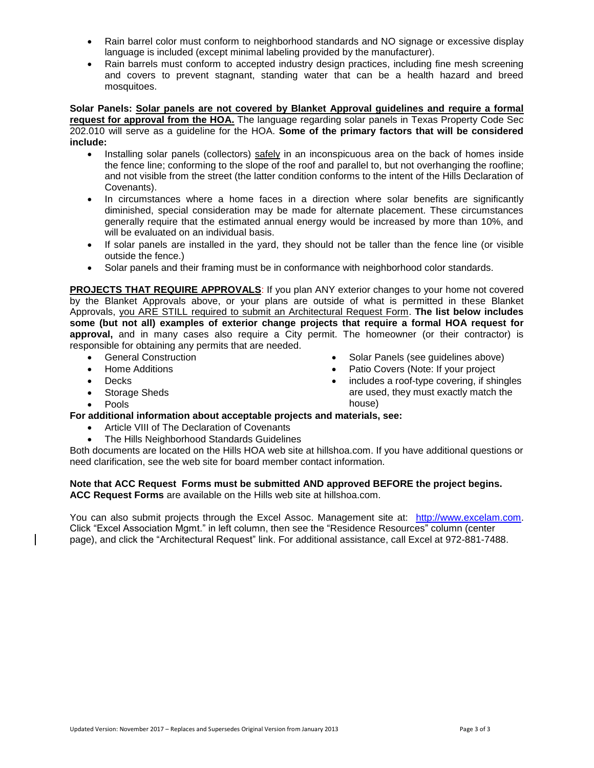- Rain barrel color must conform to neighborhood standards and NO signage or excessive display language is included (except minimal labeling provided by the manufacturer).
- Rain barrels must conform to accepted industry design practices, including fine mesh screening and covers to prevent stagnant, standing water that can be a health hazard and breed mosquitoes.

**Solar Panels: Solar panels are not covered by Blanket Approval guidelines and require a formal request for approval from the HOA.** The language regarding solar panels in Texas Property Code Sec 202.010 will serve as a guideline for the HOA. **Some of the primary factors that will be considered include:**

- Installing solar panels (collectors) safely in an inconspicuous area on the back of homes inside the fence line; conforming to the slope of the roof and parallel to, but not overhanging the roofline; and not visible from the street (the latter condition conforms to the intent of the Hills Declaration of Covenants).
- In circumstances where a home faces in a direction where solar benefits are significantly diminished, special consideration may be made for alternate placement. These circumstances generally require that the estimated annual energy would be increased by more than 10%, and will be evaluated on an individual basis.
- If solar panels are installed in the yard, they should not be taller than the fence line (or visible outside the fence.)
- Solar panels and their framing must be in conformance with neighborhood color standards.

**PROJECTS THAT REQUIRE APPROVALS**: If you plan ANY exterior changes to your home not covered by the Blanket Approvals above, or your plans are outside of what is permitted in these Blanket Approvals, you ARE STILL required to submit an Architectural Request Form. **The list below includes some (but not all) examples of exterior change projects that require a formal HOA request for approval,** and in many cases also require a City permit. The homeowner (or their contractor) is responsible for obtaining any permits that are needed.

- General Construction
- Home Additions
- Decks
- Storage Sheds
- Pools
- Solar Panels (see guidelines above)
- Patio Covers (Note: If your project
- includes a roof-type covering, if shingles are used, they must exactly match the house)

**For additional information about acceptable projects and materials, see:**

- Article VIII of The Declaration of Covenants
- The Hills Neighborhood Standards Guidelines

Both documents are located on the Hills HOA web site at hillshoa.com. If you have additional questions or need clarification, see the web site for board member contact information.

**Note that ACC Request Forms must be submitted AND approved BEFORE the project begins.**
**ACC Request Forms** are available on the Hills web site at hillshoa.com.

You can also submit projects through the Excel Assoc. Management site at: http://www.excelam.com. Click "Excel Association Mgmt." in left column, then see the "Residence Resources" column (center page), and click the "Architectural Request" link. For additional assistance, call Excel at 972-881-7488.

Updated Version: November 2017 – Replaces and Supersedes Original Version from January 2013